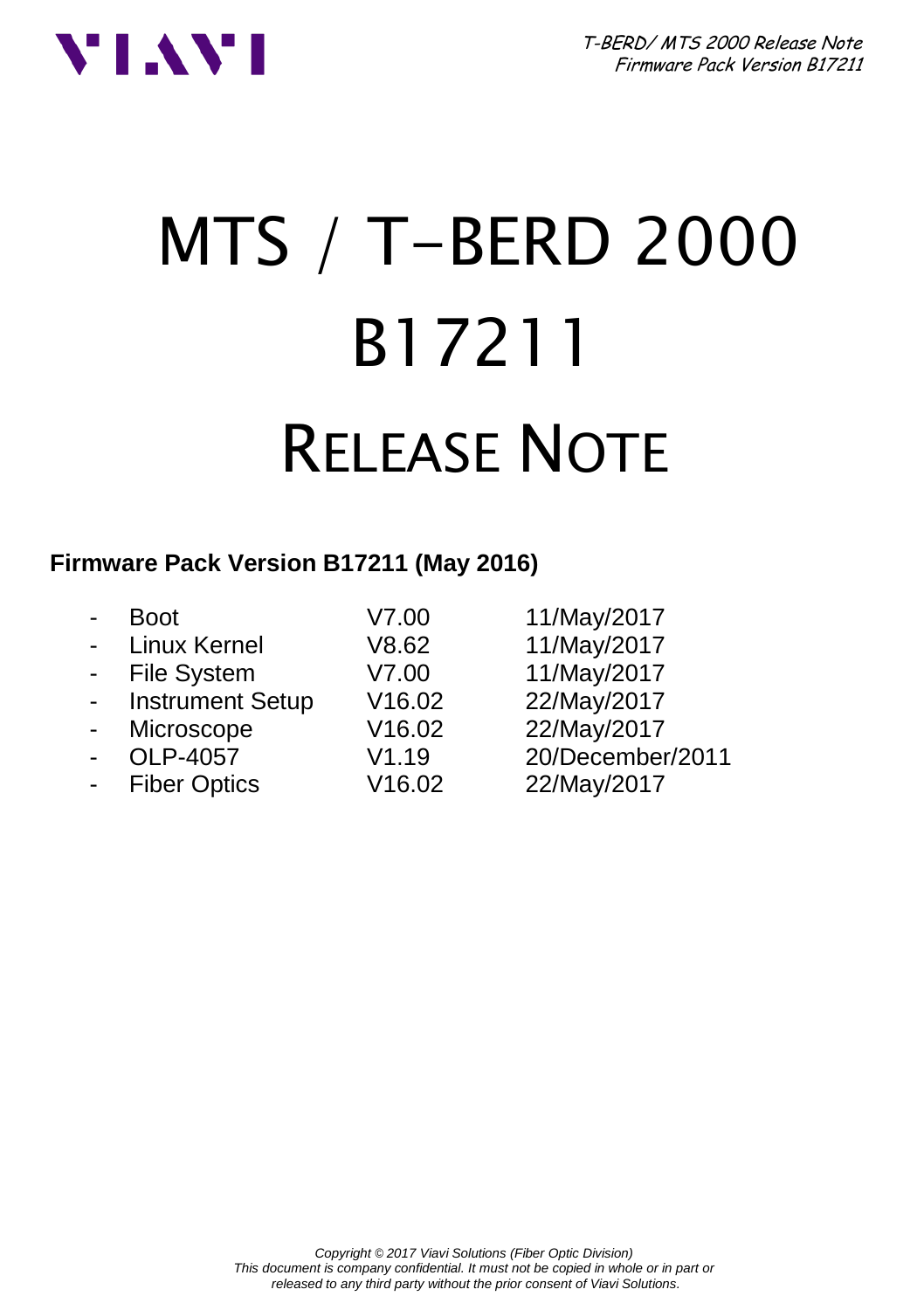# MTS / T-BERD 2000
# B17211
# RELEASE NOTE

**Firmware Pack Version B17211 (May 2016)**

| | | |
|---|---|---|
| - Boot | V7.00 | 11/May/2017 |
| - Linux Kernel | V8.62 | 11/May/2017 |
| - File System | V7.00 | 11/May/2017 |
| - Instrument Setup | V16.02 | 22/May/2017 |
| - Microscope | V16.02 | 22/May/2017 |
| - OLP-4057 | V1.19 | 20/December/2011 |
| - Fiber Optics | V16.02 | 22/May/2017 |

*Copyright © 2017 Viavi Solutions (Fiber Optic Division)*
*This document is company confidential. It must not be copied in whole or in part or released to any third party without the prior consent of Viavi Solutions.*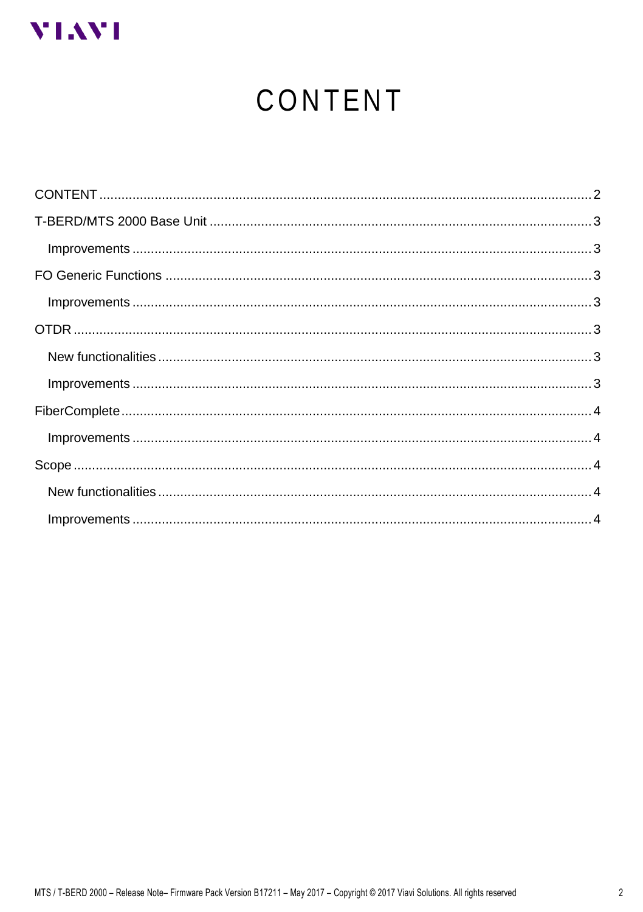# CONTENT

CONTENT ........................................................................................................................................ 2

T-BERD/MTS 2000 Base Unit ....................................................................................................... 3

Improvements ........................................................................................................................... 3

FO Generic Functions ................................................................................................................... 3

Improvements ........................................................................................................................... 3

OTDR ............................................................................................................................................ 3

New functionalities ..................................................................................................................... 3

Improvements ........................................................................................................................... 3

FiberComplete ............................................................................................................................... 4

Improvements ........................................................................................................................... 4

Scope ............................................................................................................................................ 4

New functionalities ..................................................................................................................... 4

Improvements ........................................................................................................................... 4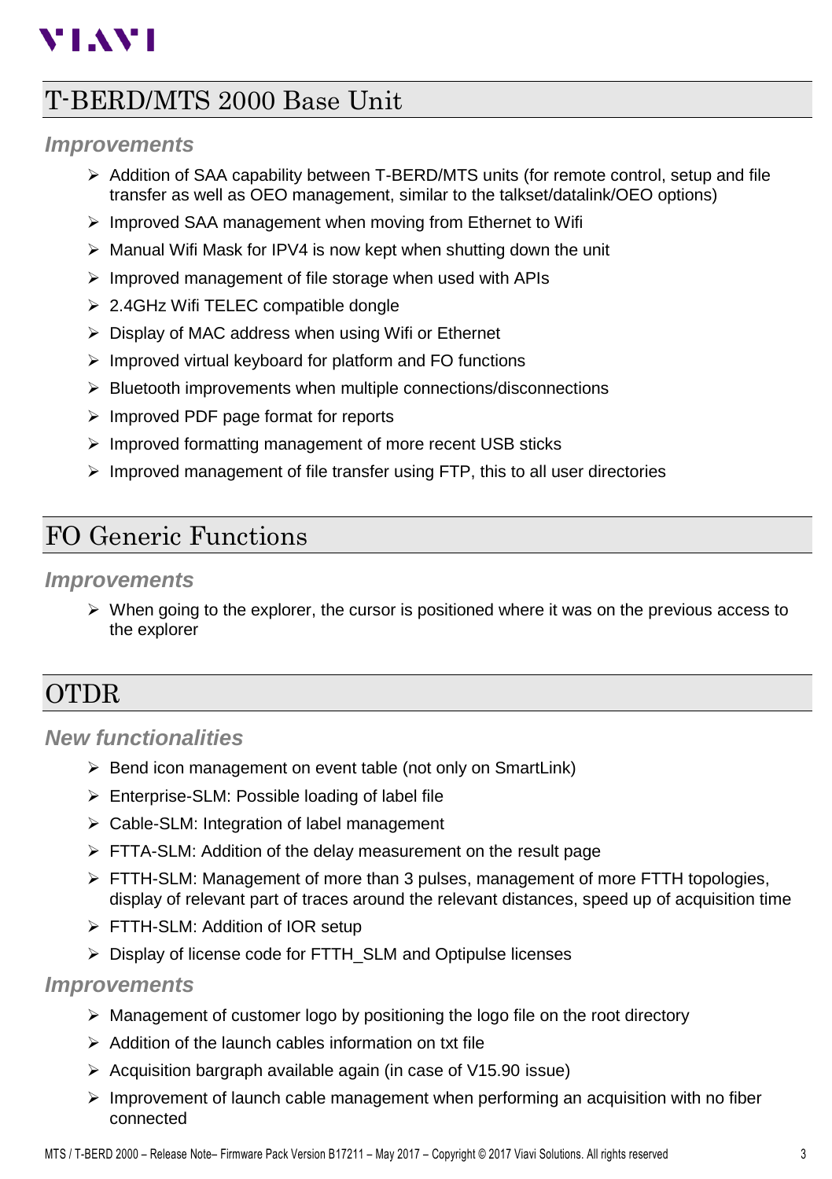# T-BERD/MTS 2000 Base Unit

### *Improvements*

- Addition of SAA capability between T-BERD/MTS units (for remote control, setup and file transfer as well as OEO management, similar to the talkset/datalink/OEO options)
- Improved SAA management when moving from Ethernet to Wifi
- Manual Wifi Mask for IPV4 is now kept when shutting down the unit
- Improved management of file storage when used with APIs
- 2.4GHz Wifi TELEC compatible dongle
- Display of MAC address when using Wifi or Ethernet
- Improved virtual keyboard for platform and FO functions
- Bluetooth improvements when multiple connections/disconnections
- Improved PDF page format for reports
- Improved formatting management of more recent USB sticks
- Improved management of file transfer using FTP, this to all user directories

# FO Generic Functions

### *Improvements*

- When going to the explorer, the cursor is positioned where it was on the previous access to the explorer

# OTDR

### *New functionalities*

- Bend icon management on event table (not only on SmartLink)
- Enterprise-SLM: Possible loading of label file
- Cable-SLM: Integration of label management
- FTTA-SLM: Addition of the delay measurement on the result page
- FTTH-SLM: Management of more than 3 pulses, management of more FTTH topologies, display of relevant part of traces around the relevant distances, speed up of acquisition time
- FTTH-SLM: Addition of IOR setup
- Display of license code for FTTH_SLM and Optipulse licenses

### *Improvements*

- Management of customer logo by positioning the logo file on the root directory
- Addition of the launch cables information on txt file
- Acquisition bargraph available again (in case of V15.90 issue)
- Improvement of launch cable management when performing an acquisition with no fiber connected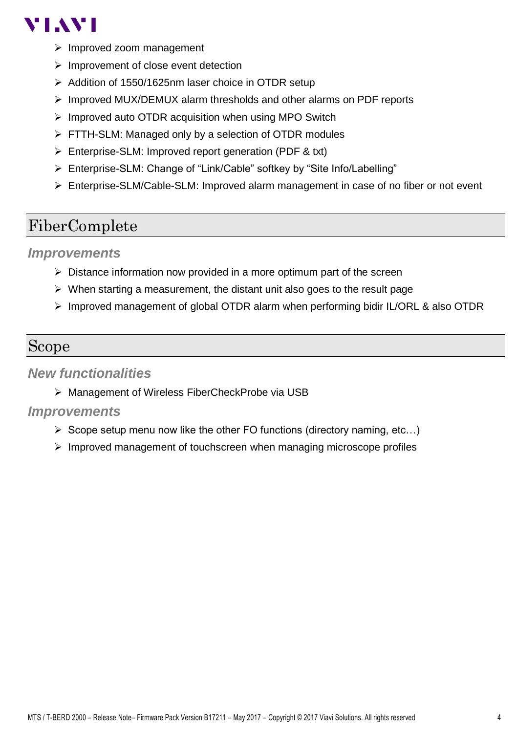- Improved zoom management
- Improvement of close event detection
- Addition of 1550/1625nm laser choice in OTDR setup
- Improved MUX/DEMUX alarm thresholds and other alarms on PDF reports
- Improved auto OTDR acquisition when using MPO Switch
- FTTH-SLM: Managed only by a selection of OTDR modules
- Enterprise-SLM: Improved report generation (PDF & txt)
- Enterprise-SLM: Change of "Link/Cable" softkey by "Site Info/Labelling"
- Enterprise-SLM/Cable-SLM: Improved alarm management in case of no fiber or not event

## FiberComplete

### *Improvements*

- Distance information now provided in a more optimum part of the screen
- When starting a measurement, the distant unit also goes to the result page
- Improved management of global OTDR alarm when performing bidir IL/ORL & also OTDR

## Scope

### *New functionalities*

- Management of Wireless FiberCheckProbe via USB

### *Improvements*

- Scope setup menu now like the other FO functions (directory naming, etc…)
- Improved management of touchscreen when managing microscope profiles